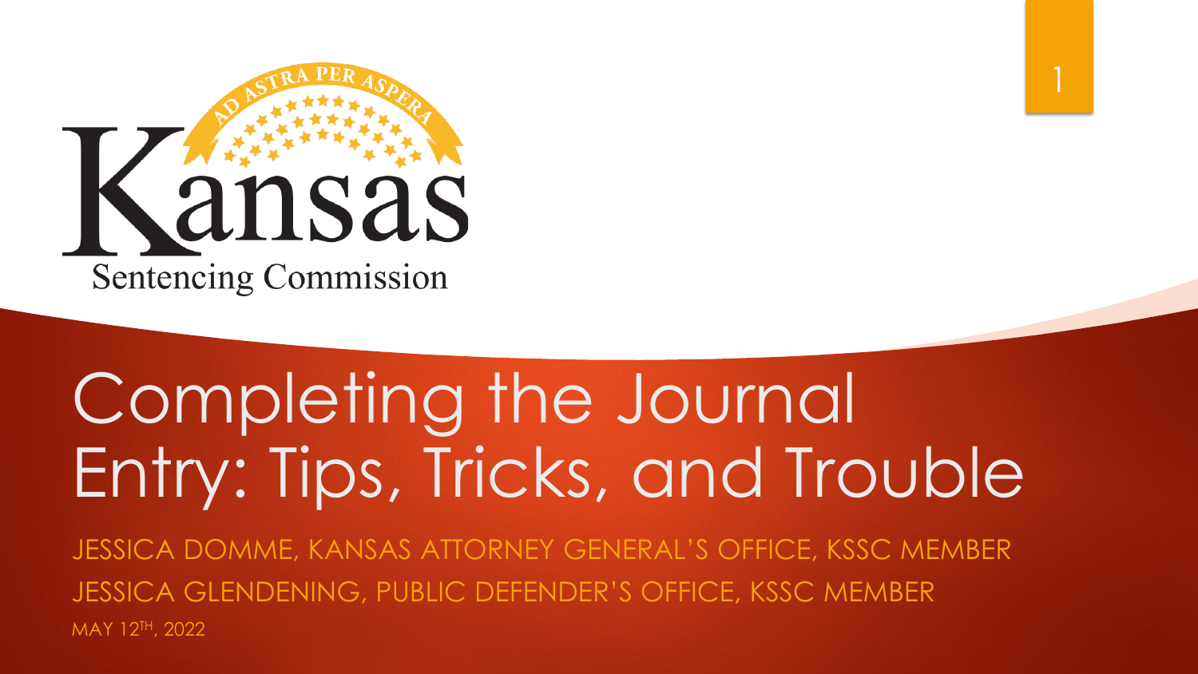Kansas Sentencing Commission

# Completing the Journal Entry: Tips, Tricks, and Trouble

JESSICA DOMME, KANSAS ATTORNEY GENERAL'S OFFICE, KSSC MEMBER

JESSICA GLENDENING, PUBLIC DEFENDER'S OFFICE, KSSC MEMBER

MAY 12TH, 2022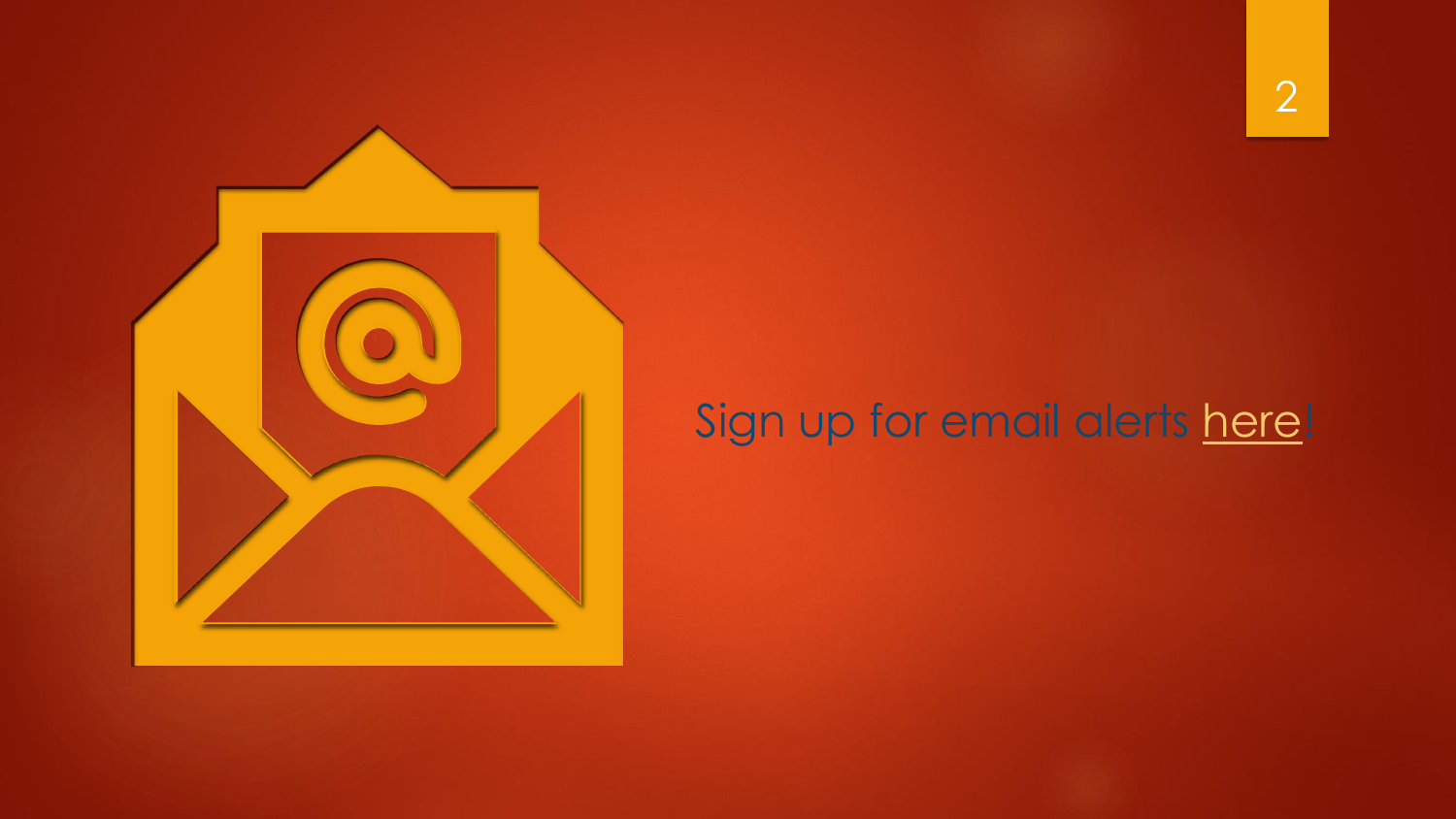Sign up for email alerts here!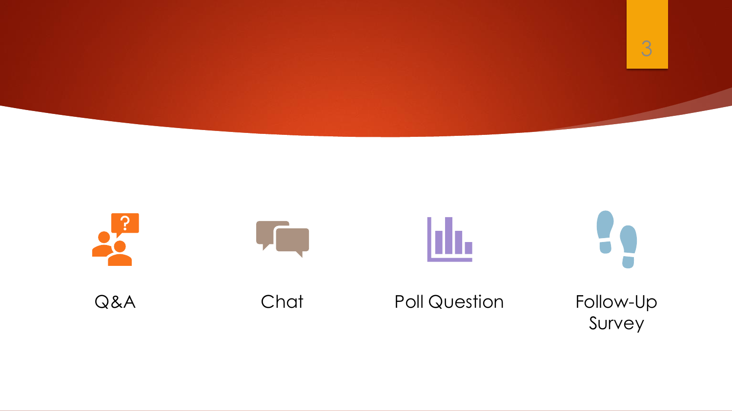Q&A

Chat

Poll Question

Follow-Up Survey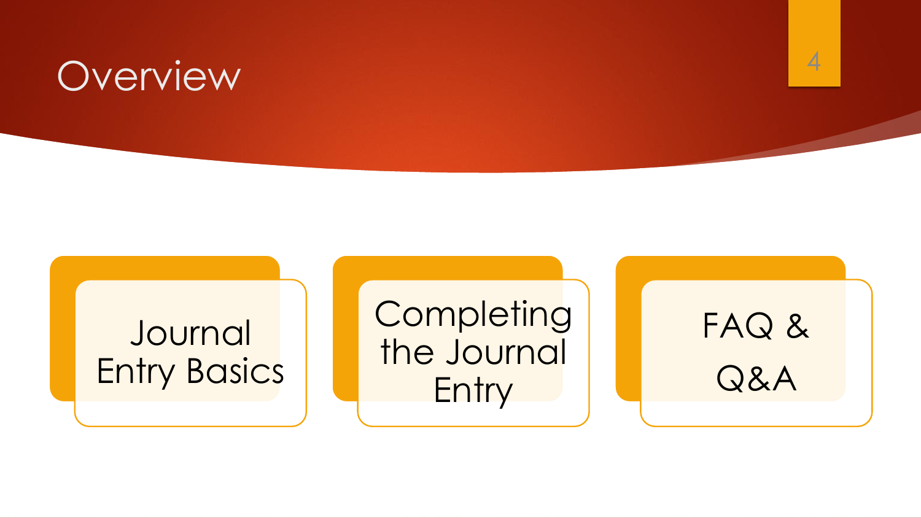# Overview

- Journal Entry Basics
- Completing the Journal Entry
- FAQ & Q&A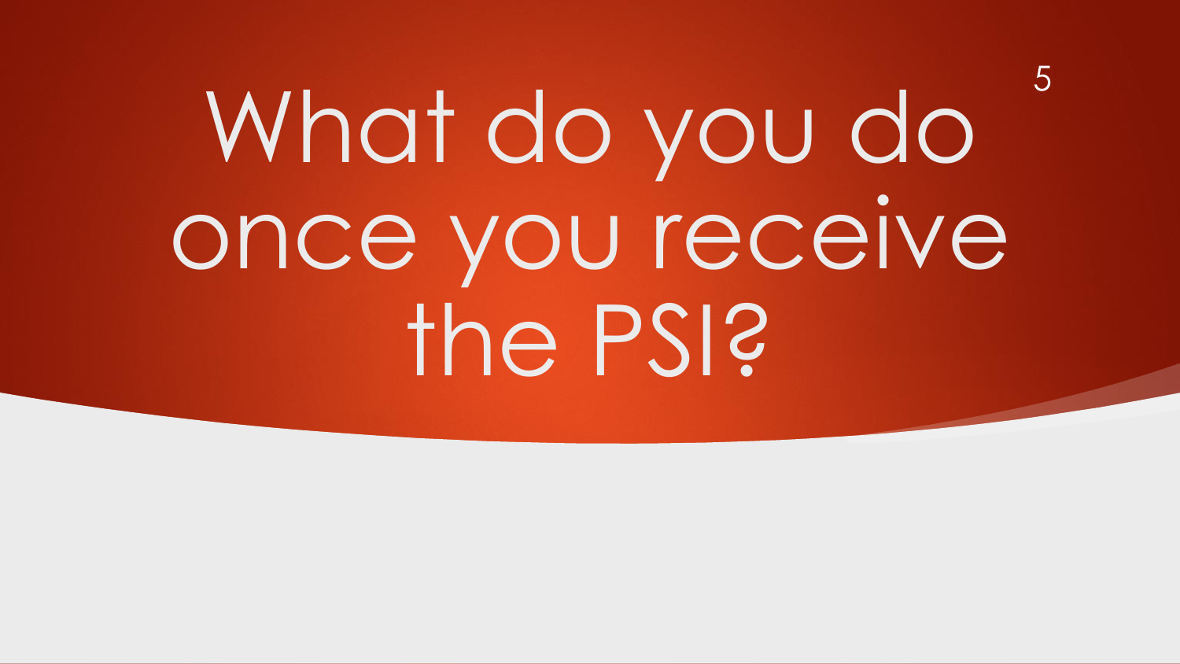# What do you do once you receive the PSI?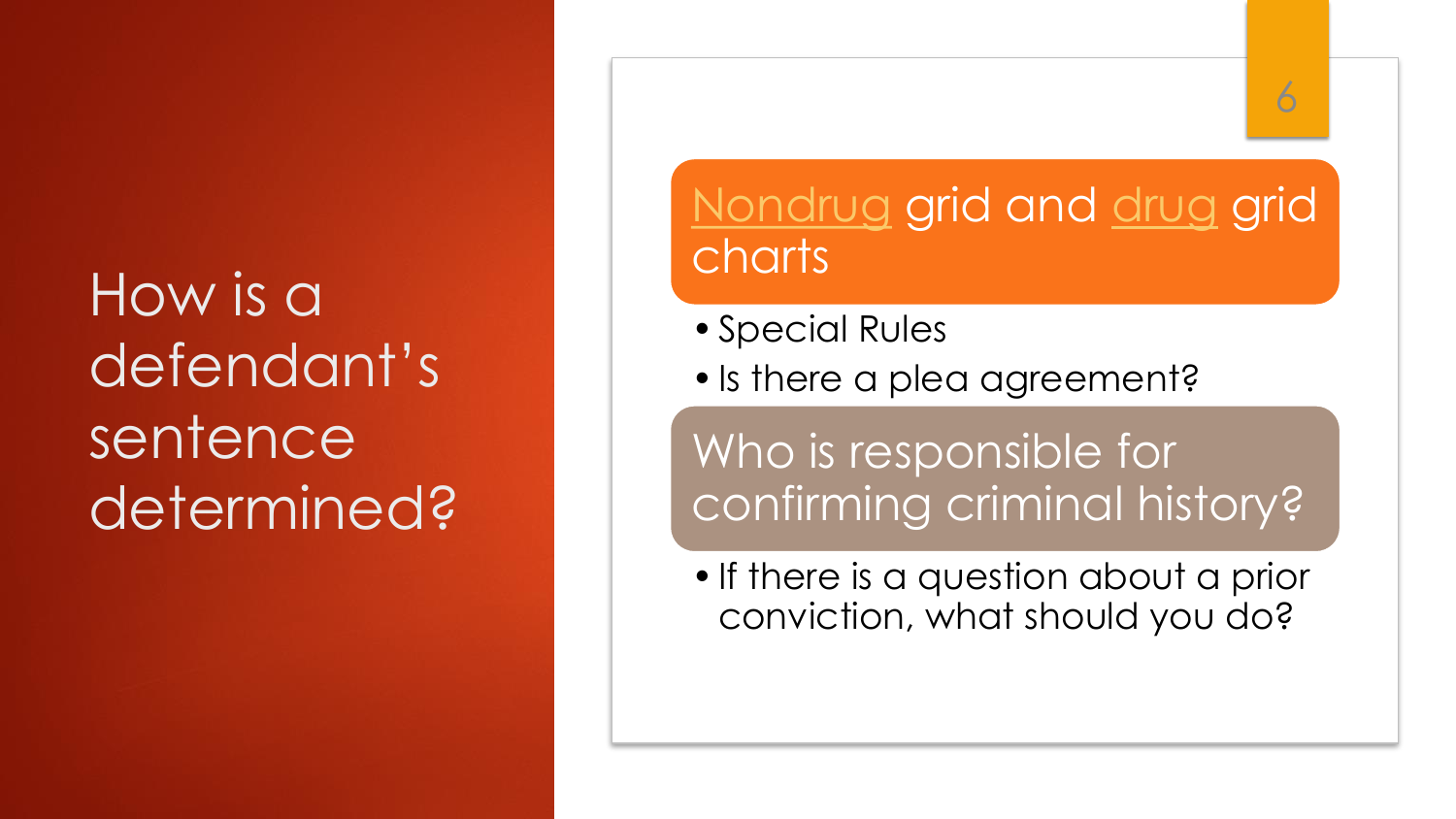# How is a defendant's sentence determined?

## Nondrug grid and drug grid charts

- Special Rules
- Is there a plea agreement?

## Who is responsible for confirming criminal history?

- If there is a question about a prior conviction, what should you do?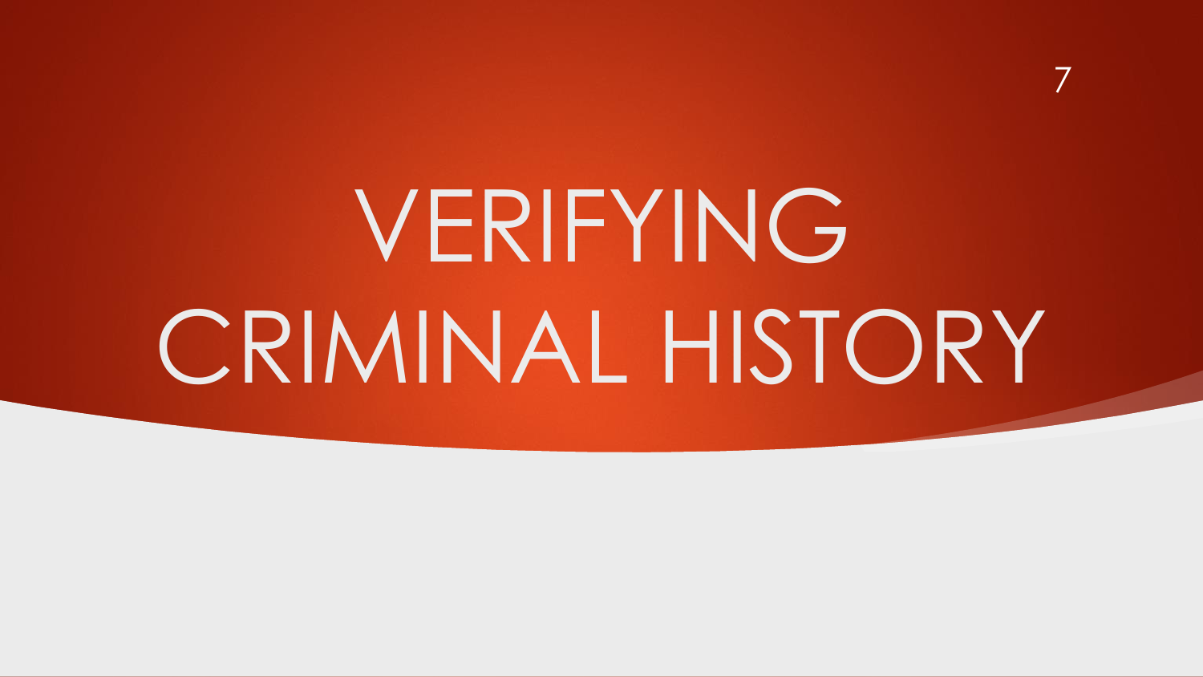# VERIFYING CRIMINAL HISTORY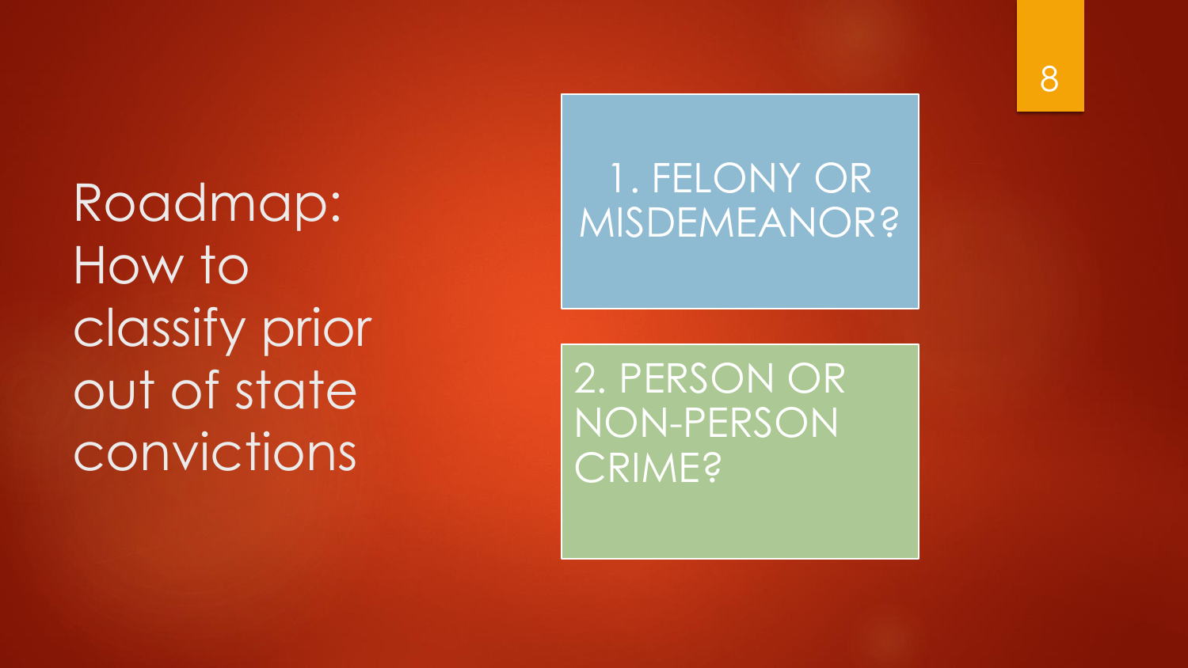# Roadmap: How to classify prior out of state convictions

1. FELONY OR MISDEMEANOR?

2. PERSON OR NON-PERSON CRIME?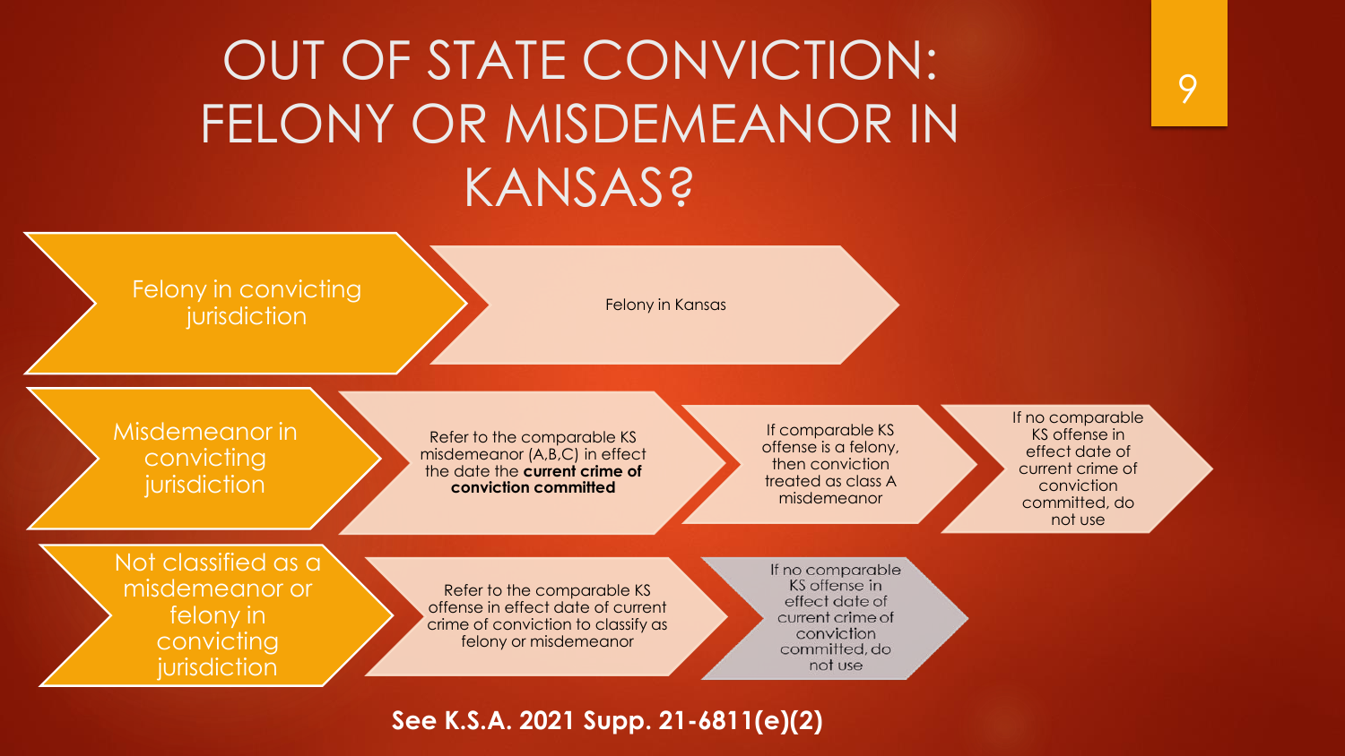# OUT OF STATE CONVICTION: FELONY OR MISDEMEANOR IN KANSAS?

- **Felony in convicting jurisdiction** → Felony in Kansas
- **Misdemeanor in convicting jurisdiction** → Refer to the comparable KS misdemeanor (A,B,C) in effect the date the **current crime of conviction committed** → If comparable KS offense is a felony, then conviction treated as class A misdemeanor → If no comparable KS offense in effect date of current crime of conviction committed, do not use
- **Not classified as a misdemeanor or felony in convicting jurisdiction** → Refer to the comparable KS offense in effect date of current crime of conviction to classify as felony or misdemeanor → If no comparable KS offense in effect date of current crime of conviction committed, do not use

**See K.S.A. 2021 Supp. 21-6811(e)(2)**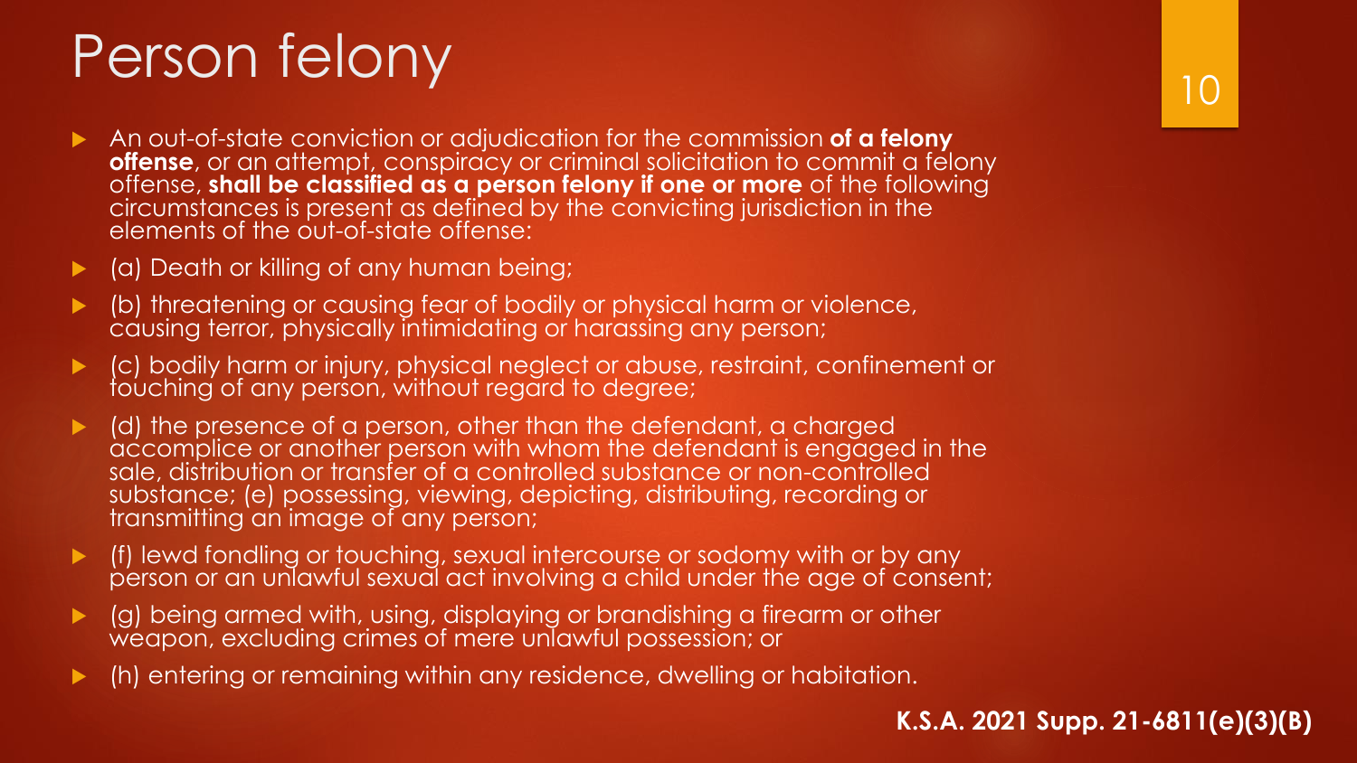# Person felony

- An out-of-state conviction or adjudication for the commission **of a felony offense**, or an attempt, conspiracy or criminal solicitation to commit a felony offense, **shall be classified as a person felony if one or more** of the following circumstances is present as defined by the convicting jurisdiction in the elements of the out-of-state offense:
- (a) Death or killing of any human being;
- (b) threatening or causing fear of bodily or physical harm or violence, causing terror, physically intimidating or harassing any person;
- (c) bodily harm or injury, physical neglect or abuse, restraint, confinement or touching of any person, without regard to degree;
- (d) the presence of a person, other than the defendant, a charged accomplice or another person with whom the defendant is engaged in the sale, distribution or transfer of a controlled substance or non-controlled substance; (e) possessing, viewing, depicting, distributing, recording or transmitting an image of any person;
- (f) lewd fondling or touching, sexual intercourse or sodomy with or by any person or an unlawful sexual act involving a child under the age of consent;
- (g) being armed with, using, displaying or brandishing a firearm or other weapon, excluding crimes of mere unlawful possession; or
- (h) entering or remaining within any residence, dwelling or habitation.

**K.S.A. 2021 Supp. 21-6811(e)(3)(B)**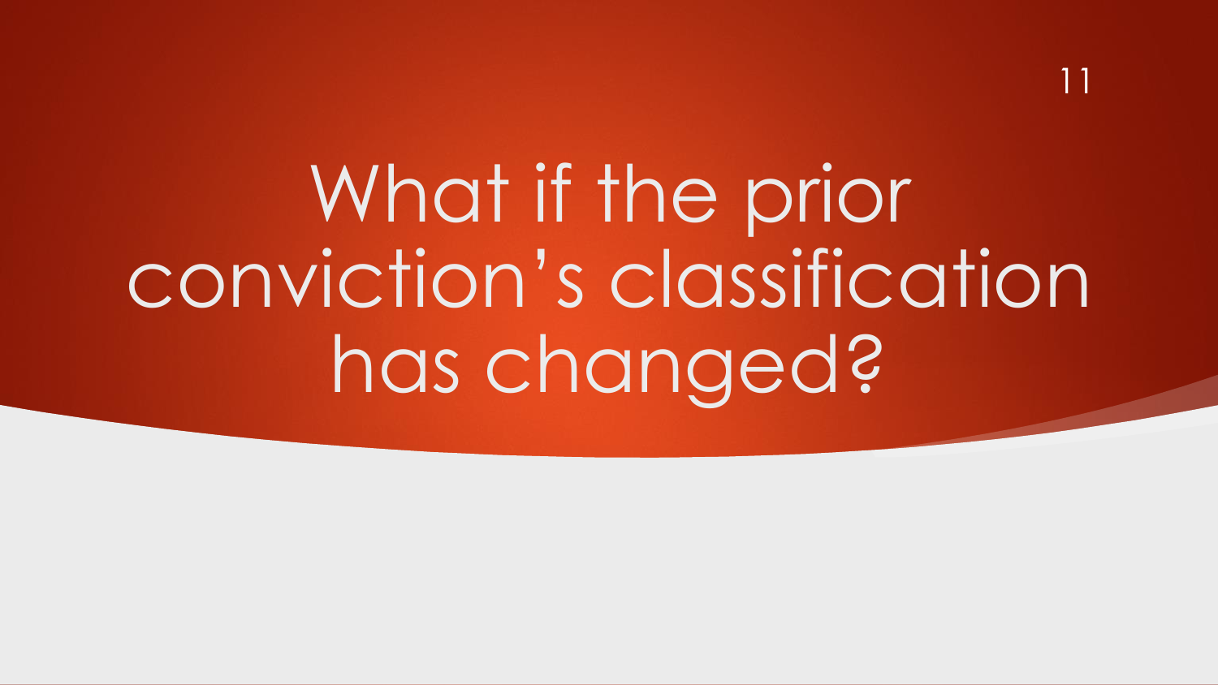# What if the prior conviction's classification has changed?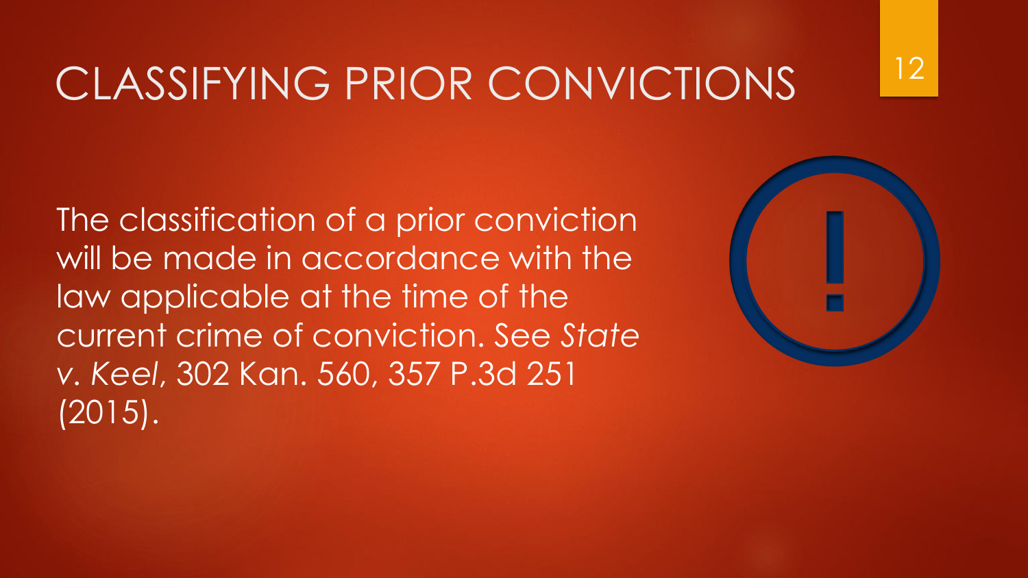# CLASSIFYING PRIOR CONVICTIONS

The classification of a prior conviction will be made in accordance with the law applicable at the time of the current crime of conviction. *See State v. Keel*, 302 Kan. 560, 357 P.3d 251 (2015).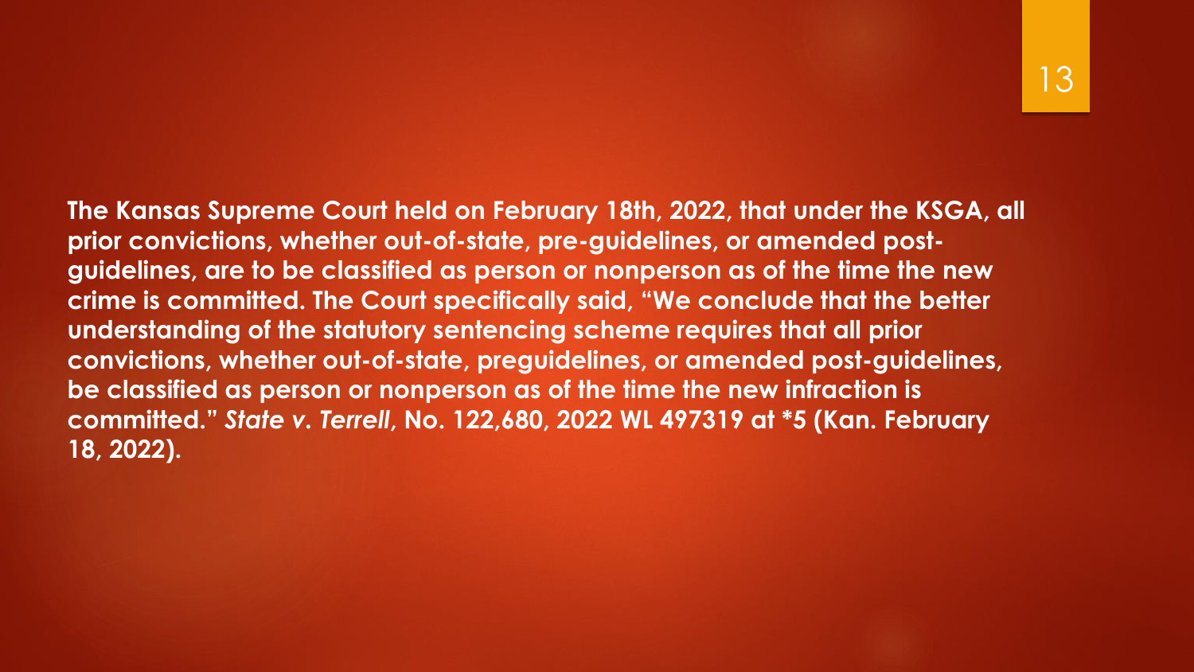**The Kansas Supreme Court held on February 18th, 2022, that under the KSGA, all prior convictions, whether out-of-state, pre-guidelines, or amended post-guidelines, are to be classified as person or nonperson as of the time the new crime is committed. The Court specifically said, "We conclude that the better understanding of the statutory sentencing scheme requires that all prior convictions, whether out-of-state, preguidelines, or amended post-guidelines, be classified as person or nonperson as of the time the new infraction is committed."** ***State v. Terrell*****, No. 122,680, 2022 WL 497319 at *5 (Kan. February 18, 2022).**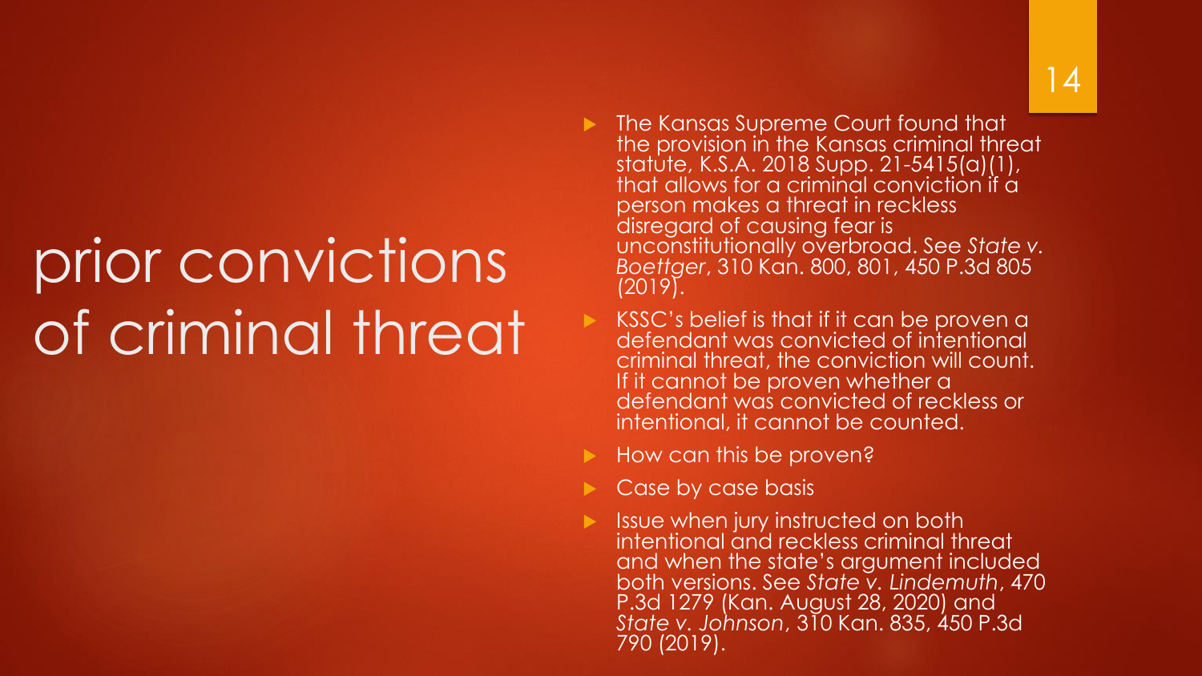# prior convictions of criminal threat

- The Kansas Supreme Court found that the provision in the Kansas criminal threat statute, K.S.A. 2018 Supp. 21-5415(a)(1), that allows for a criminal conviction if a person makes a threat in reckless disregard of causing fear is unconstitutionally overbroad. See *State v. Boettger*, 310 Kan. 800, 801, 450 P.3d 805 (2019).
- KSSC's belief is that if it can be proven a defendant was convicted of intentional criminal threat, the conviction will count. If it cannot be proven whether a defendant was convicted of reckless or intentional, it cannot be counted.
- How can this be proven?
- Case by case basis
- Issue when jury instructed on both intentional and reckless criminal threat and when the state's argument included both versions. See *State v. Lindemuth*, 470 P.3d 1279 (Kan. August 28, 2020) and *State v. Johnson*, 310 Kan. 835, 450 P.3d 790 (2019).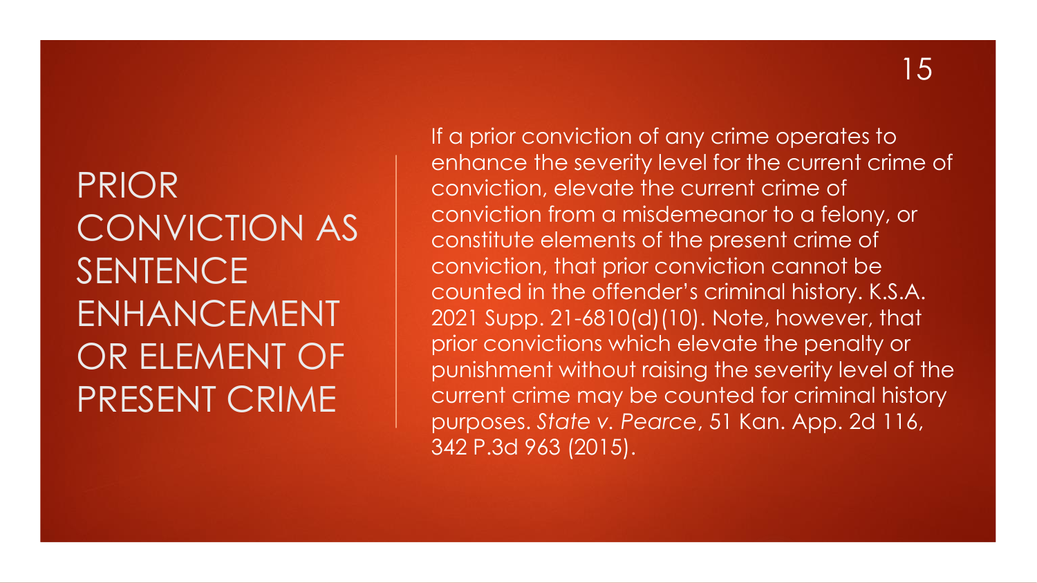# PRIOR CONVICTION AS SENTENCE ENHANCEMENT OR ELEMENT OF PRESENT CRIME

If a prior conviction of any crime operates to enhance the severity level for the current crime of conviction, elevate the current crime of conviction from a misdemeanor to a felony, or constitute elements of the present crime of conviction, that prior conviction cannot be counted in the offender's criminal history. K.S.A. 2021 Supp. 21-6810(d)(10). Note, however, that prior convictions which elevate the penalty or punishment without raising the severity level of the current crime may be counted for criminal history purposes. *State v. Pearce*, 51 Kan. App. 2d 116, 342 P.3d 963 (2015).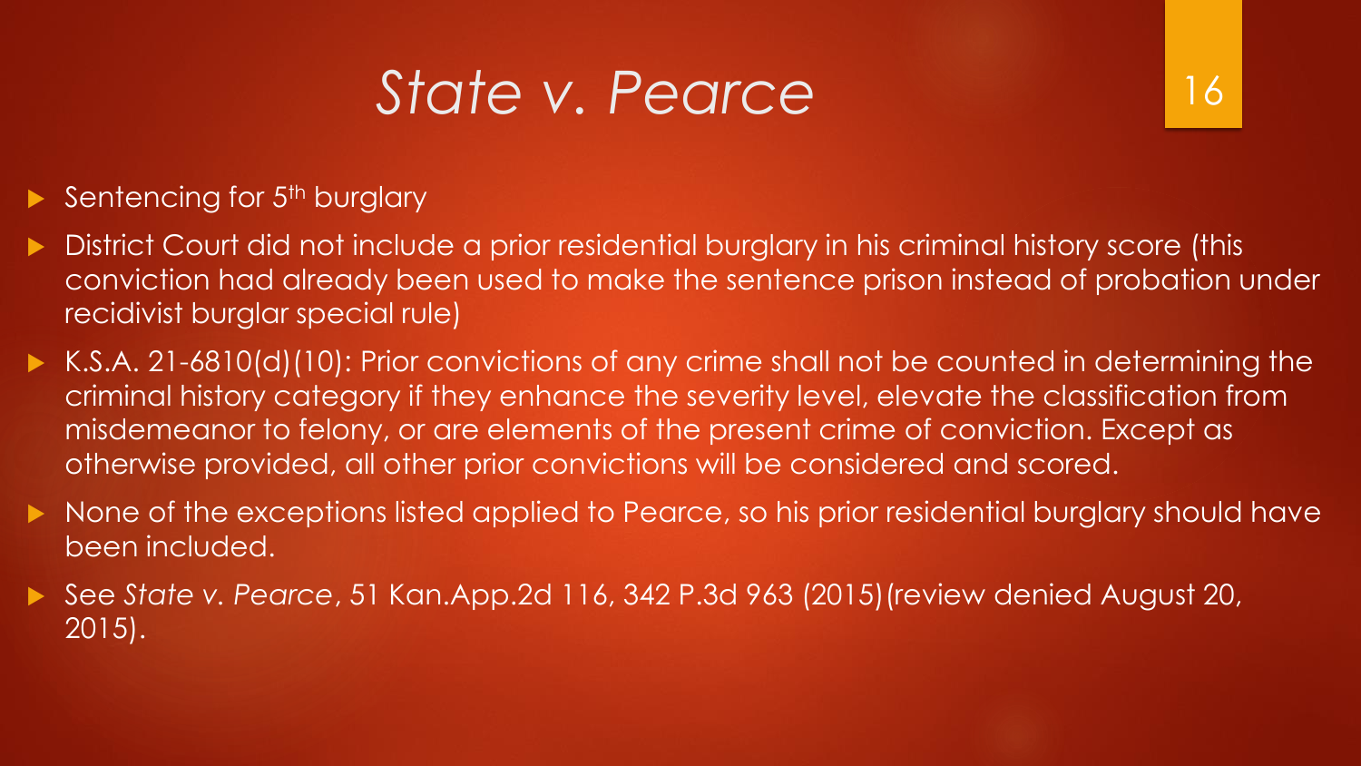# *State v. Pearce*

- Sentencing for 5th burglary
- District Court did not include a prior residential burglary in his criminal history score (this conviction had already been used to make the sentence prison instead of probation under recidivist burglar special rule)
- K.S.A. 21-6810(d)(10): Prior convictions of any crime shall not be counted in determining the criminal history category if they enhance the severity level, elevate the classification from misdemeanor to felony, or are elements of the present crime of conviction. Except as otherwise provided, all other prior convictions will be considered and scored.
- None of the exceptions listed applied to Pearce, so his prior residential burglary should have been included.
- See *State v. Pearce*, 51 Kan.App.2d 116, 342 P.3d 963 (2015)(review denied August 20, 2015).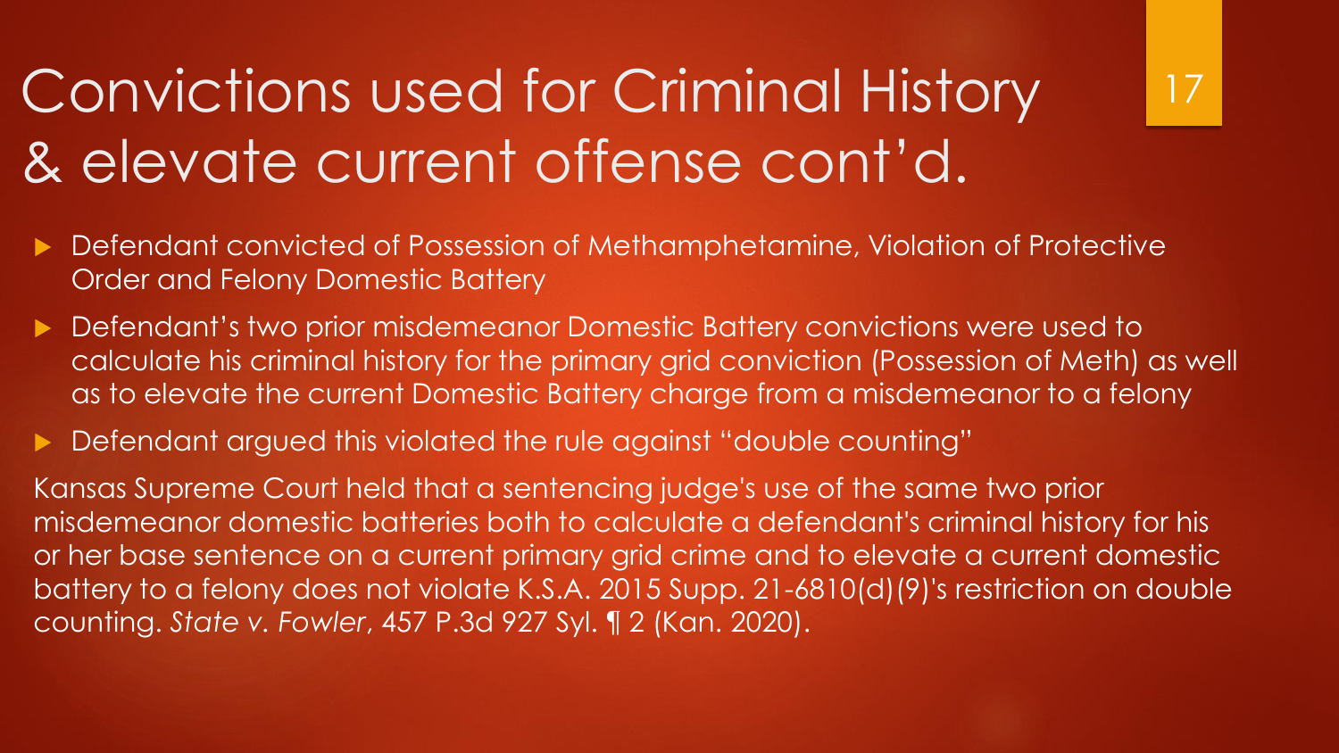# Convictions used for Criminal History & elevate current offense cont'd.

- Defendant convicted of Possession of Methamphetamine, Violation of Protective Order and Felony Domestic Battery
- Defendant's two prior misdemeanor Domestic Battery convictions were used to calculate his criminal history for the primary grid conviction (Possession of Meth) as well as to elevate the current Domestic Battery charge from a misdemeanor to a felony
- Defendant argued this violated the rule against "double counting"

Kansas Supreme Court held that a sentencing judge's use of the same two prior misdemeanor domestic batteries both to calculate a defendant's criminal history for his or her base sentence on a current primary grid crime and to elevate a current domestic battery to a felony does not violate K.S.A. 2015 Supp. 21-6810(d)(9)'s restriction on double counting. *State v. Fowler*, 457 P.3d 927 Syl. ¶ 2 (Kan. 2020).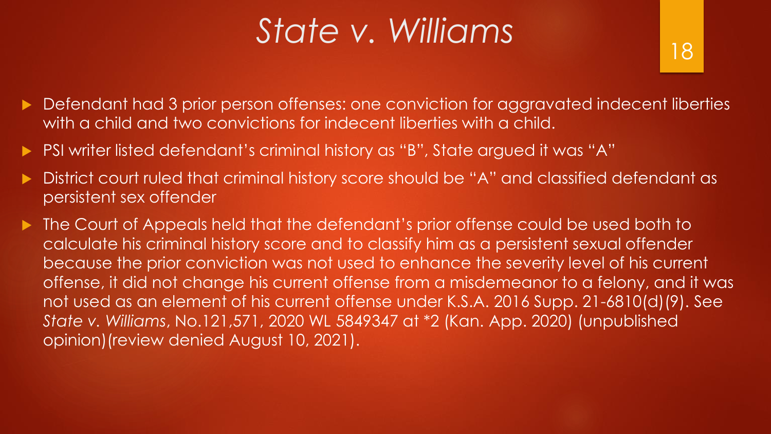# *State v. Williams*

- Defendant had 3 prior person offenses: one conviction for aggravated indecent liberties with a child and two convictions for indecent liberties with a child.
- PSI writer listed defendant's criminal history as "B", State argued it was "A"
- District court ruled that criminal history score should be "A" and classified defendant as persistent sex offender
- The Court of Appeals held that the defendant's prior offense could be used both to calculate his criminal history score and to classify him as a persistent sexual offender because the prior conviction was not used to enhance the severity level of his current offense, it did not change his current offense from a misdemeanor to a felony, and it was not used as an element of his current offense under K.S.A. 2016 Supp. 21-6810(d)(9). See *State v. Williams*, No.121,571, 2020 WL 5849347 at *2 (Kan. App. 2020) (unpublished opinion)(review denied August 10, 2021).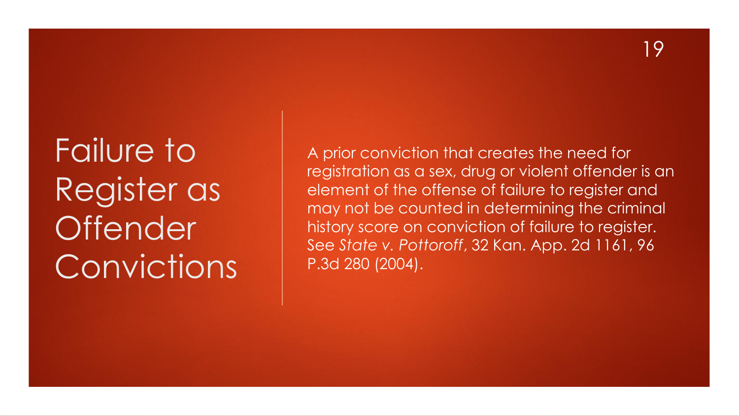# Failure to Register as Offender Convictions

A prior conviction that creates the need for registration as a sex, drug or violent offender is an element of the offense of failure to register and may not be counted in determining the criminal history score on conviction of failure to register. See *State v. Pottoroff*, 32 Kan. App. 2d 1161, 96 P.3d 280 (2004).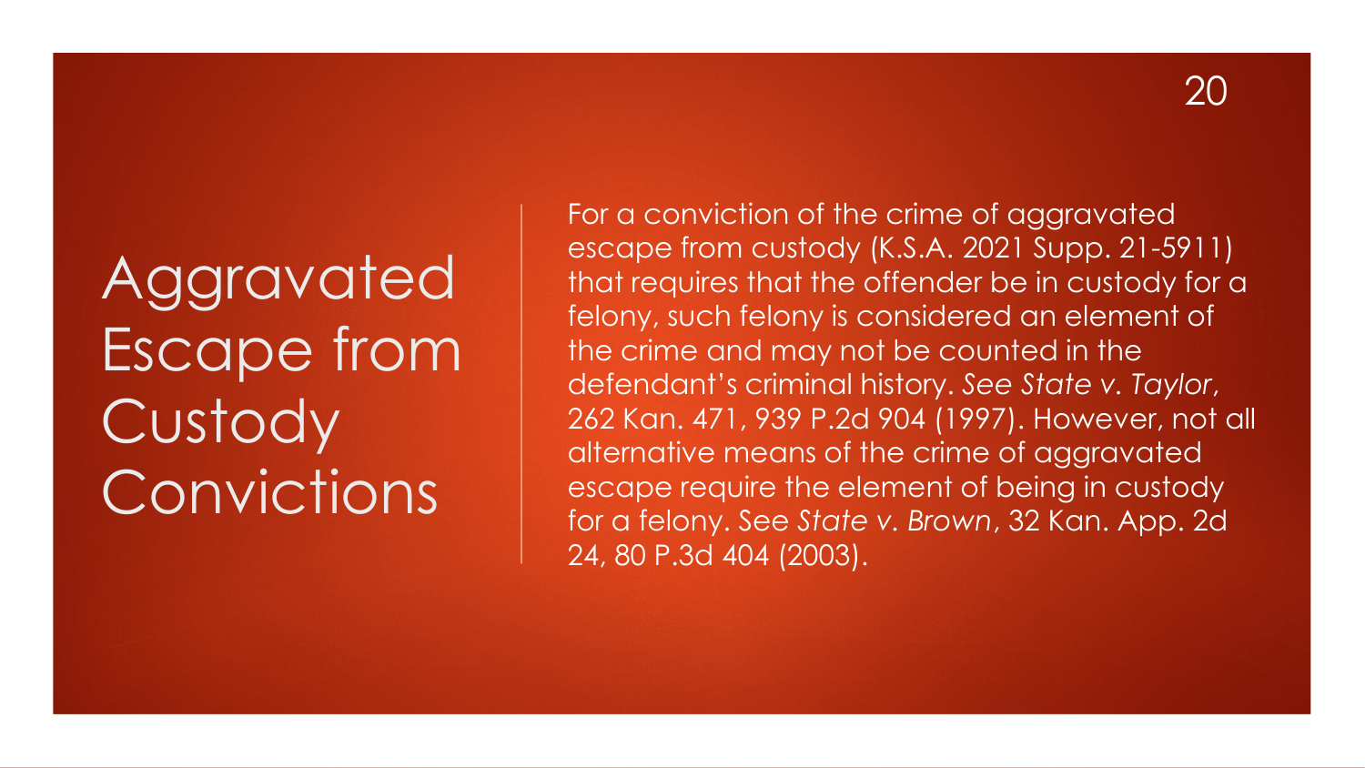# Aggravated Escape from Custody Convictions

For a conviction of the crime of aggravated escape from custody (K.S.A. 2021 Supp. 21-5911) that requires that the offender be in custody for a felony, such felony is considered an element of the crime and may not be counted in the defendant's criminal history. *See State v. Taylor*, 262 Kan. 471, 939 P.2d 904 (1997). However, not all alternative means of the crime of aggravated escape require the element of being in custody for a felony. See *State v. Brown*, 32 Kan. App. 2d 24, 80 P.3d 404 (2003).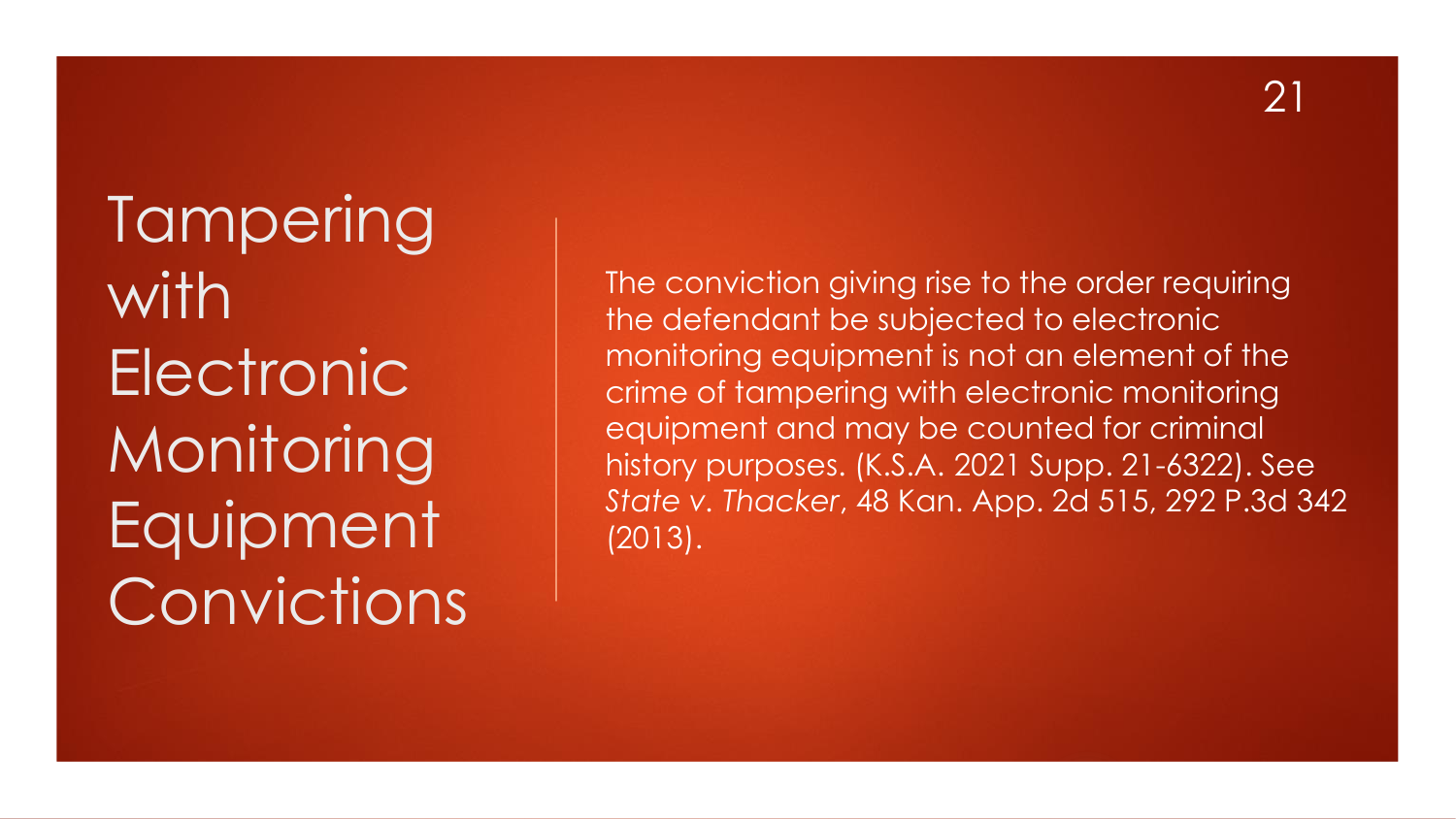# Tampering with Electronic Monitoring Equipment Convictions

The conviction giving rise to the order requiring the defendant be subjected to electronic monitoring equipment is not an element of the crime of tampering with electronic monitoring equipment and may be counted for criminal history purposes. (K.S.A. 2021 Supp. 21-6322). See *State v. Thacker*, 48 Kan. App. 2d 515, 292 P.3d 342 (2013).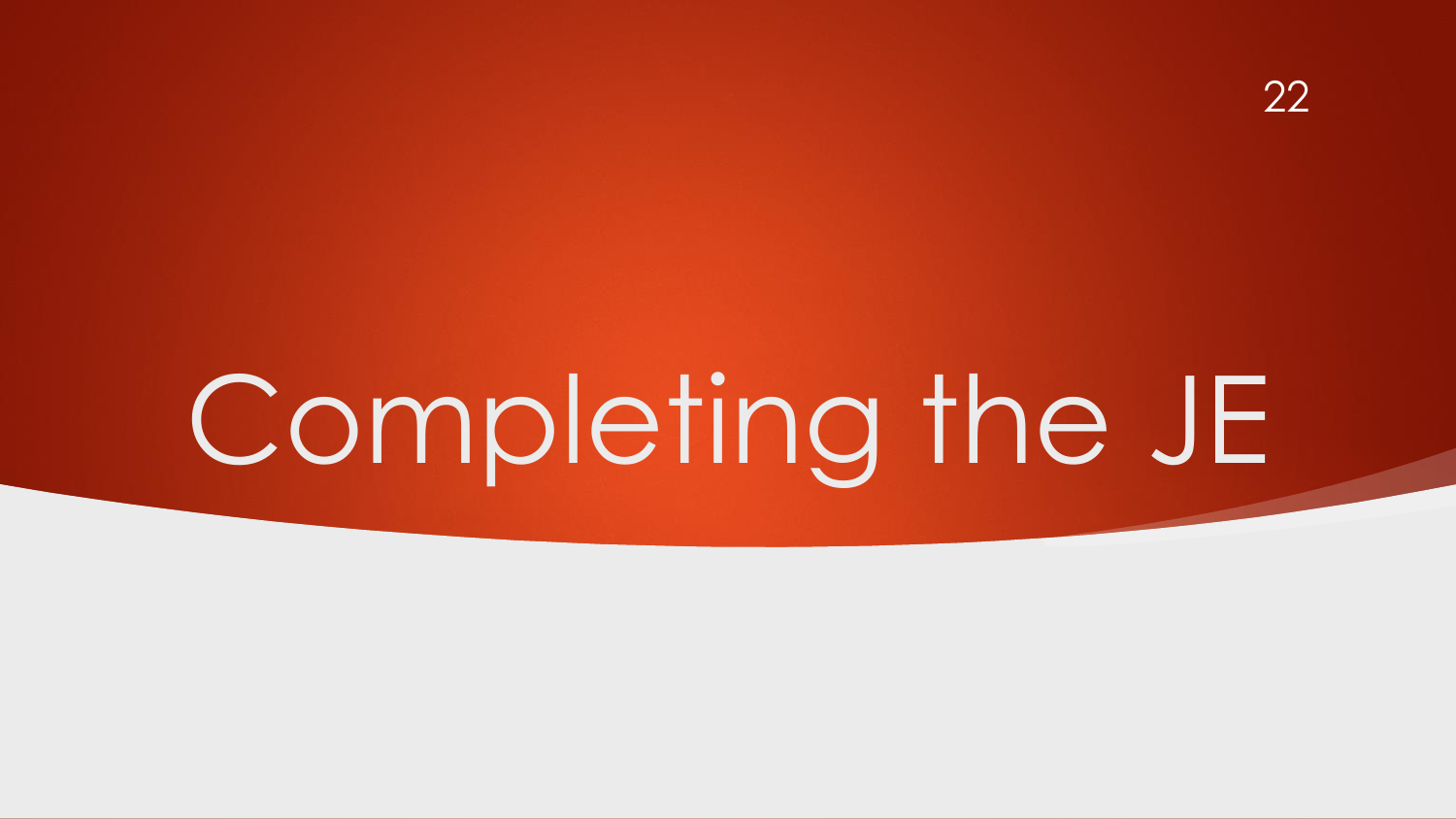# Completing the JE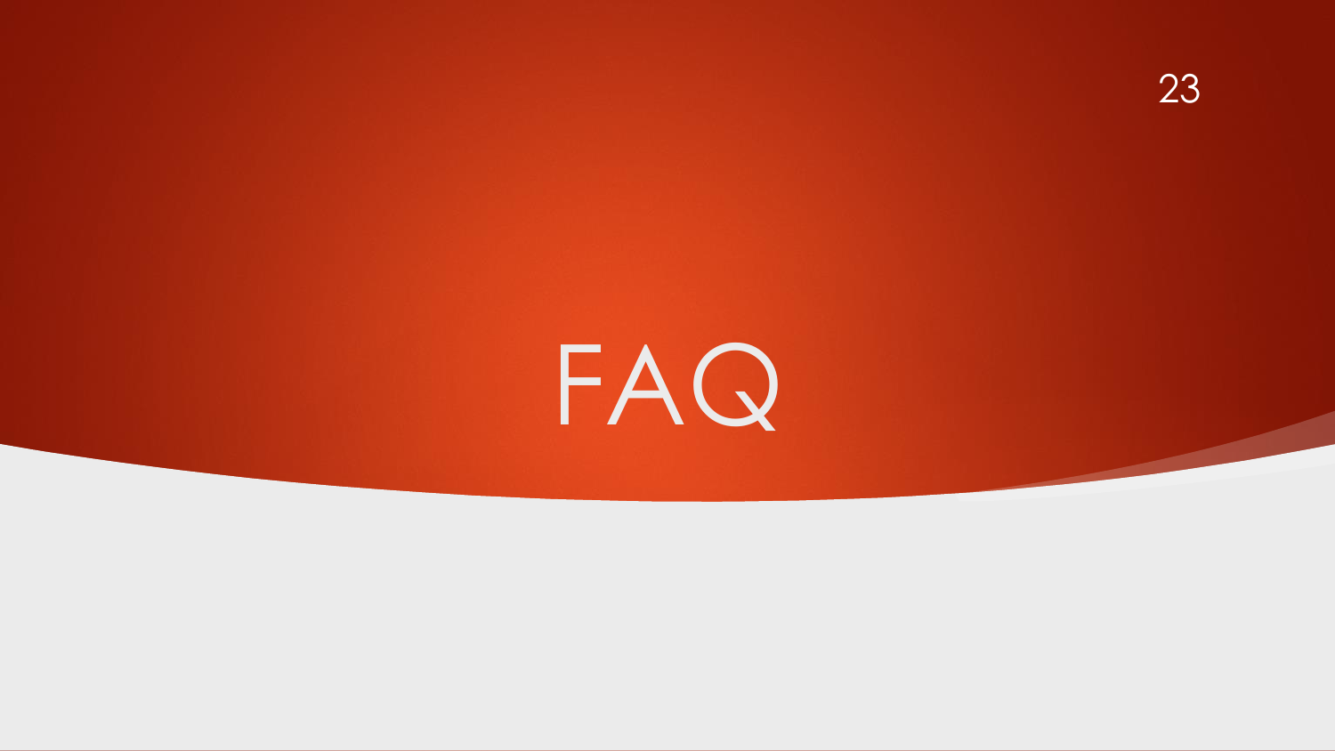# FAQ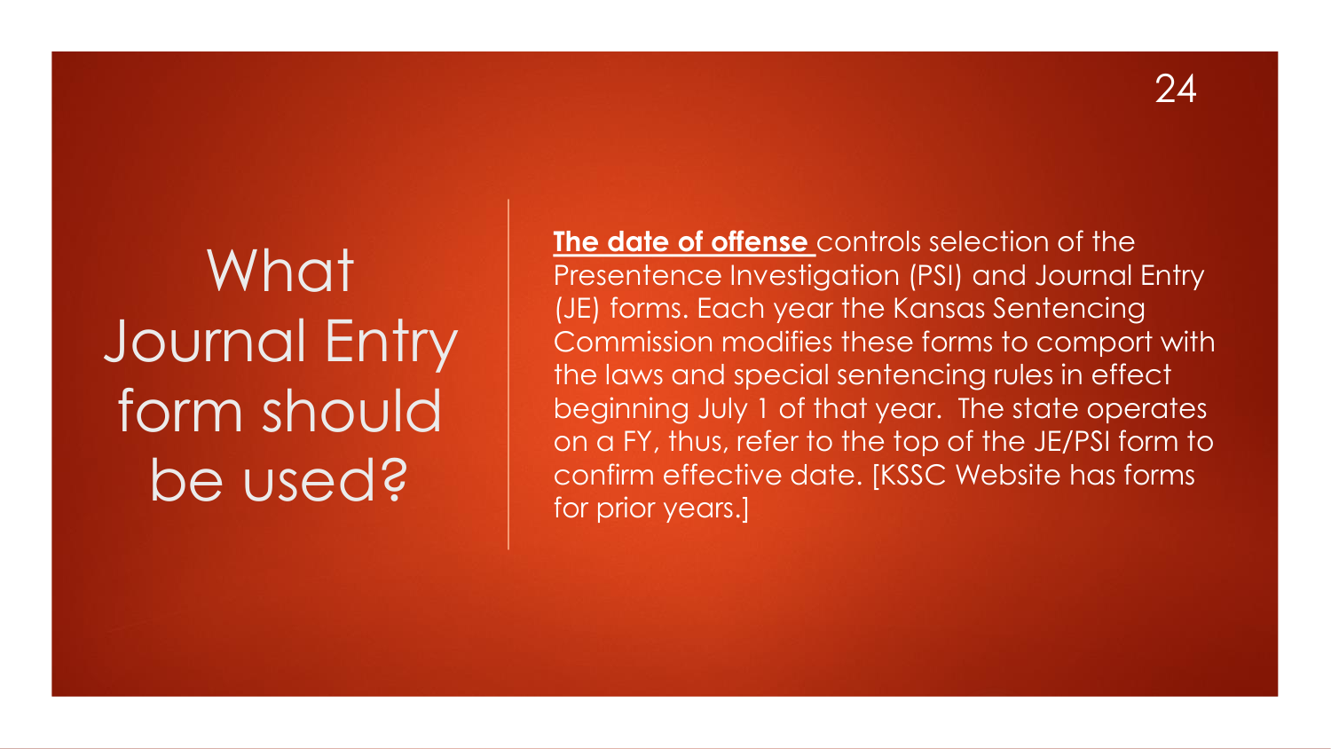# What Journal Entry form should be used?

<u>**The date of offense**</u> controls selection of the Presentence Investigation (PSI) and Journal Entry (JE) forms. Each year the Kansas Sentencing Commission modifies these forms to comport with the laws and special sentencing rules in effect beginning July 1 of that year. The state operates on a FY, thus, refer to the top of the JE/PSI form to confirm effective date. [KSSC Website has forms for prior years.]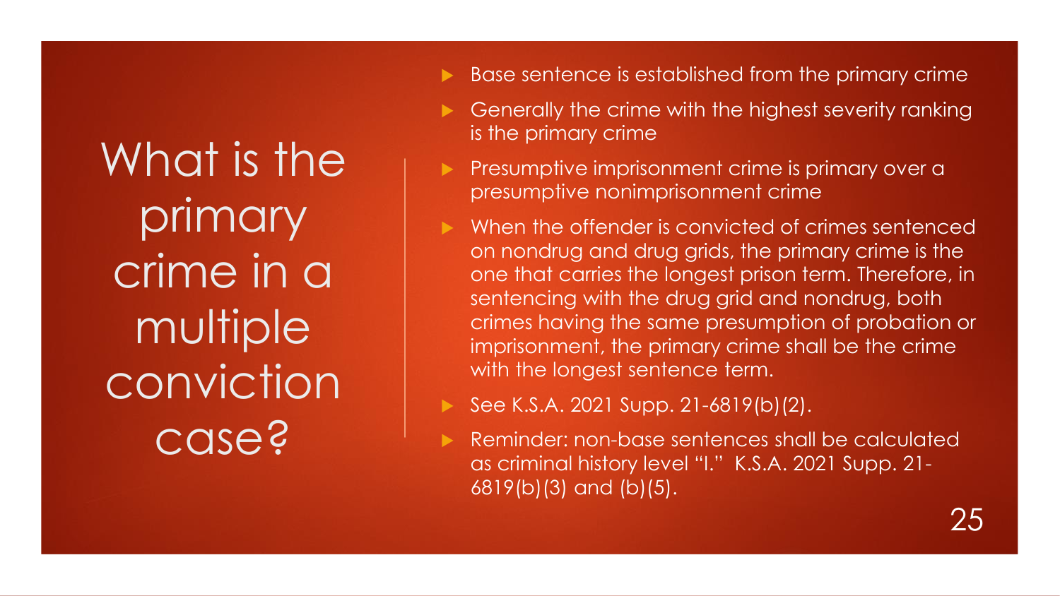# What is the primary crime in a multiple conviction case?

- Base sentence is established from the primary crime
- Generally the crime with the highest severity ranking is the primary crime
- Presumptive imprisonment crime is primary over a presumptive nonimprisonment crime
- When the offender is convicted of crimes sentenced on nondrug and drug grids, the primary crime is the one that carries the longest prison term. Therefore, in sentencing with the drug grid and nondrug, both crimes having the same presumption of probation or imprisonment, the primary crime shall be the crime with the longest sentence term.
- See K.S.A. 2021 Supp. 21-6819(b)(2).
- Reminder: non-base sentences shall be calculated as criminal history level "I." K.S.A. 2021 Supp. 21-6819(b)(3) and (b)(5).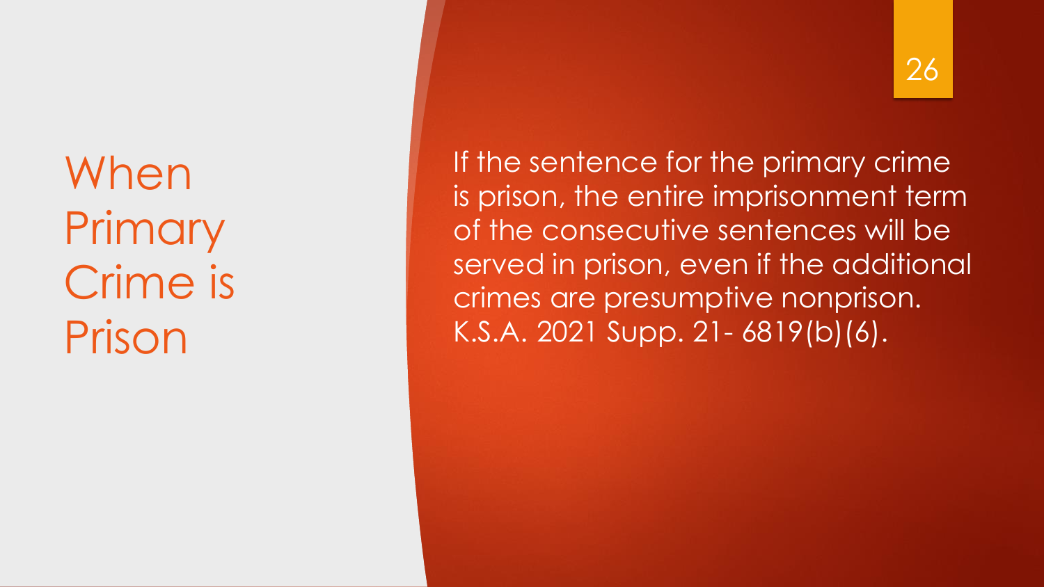# When Primary Crime is Prison

If the sentence for the primary crime is prison, the entire imprisonment term of the consecutive sentences will be served in prison, even if the additional crimes are presumptive nonprison. K.S.A. 2021 Supp. 21- 6819(b)(6).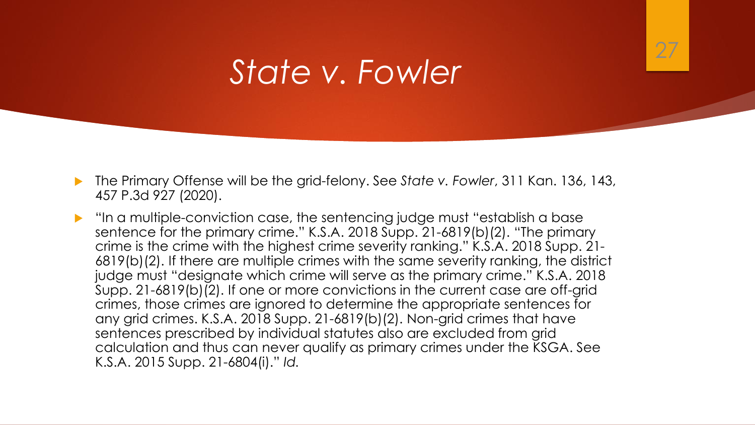# *State v. Fowler*

- The Primary Offense will be the grid-felony. See *State v. Fowler*, 311 Kan. 136, 143, 457 P.3d 927 (2020).
- "In a multiple-conviction case, the sentencing judge must "establish a base sentence for the primary crime." K.S.A. 2018 Supp. 21-6819(b)(2). "The primary crime is the crime with the highest crime severity ranking." K.S.A. 2018 Supp. 21-6819(b)(2). If there are multiple crimes with the same severity ranking, the district judge must "designate which crime will serve as the primary crime." K.S.A. 2018 Supp. 21-6819(b)(2). If one or more convictions in the current case are off-grid crimes, those crimes are ignored to determine the appropriate sentences for any grid crimes. K.S.A. 2018 Supp. 21-6819(b)(2). Non-grid crimes that have sentences prescribed by individual statutes also are excluded from grid calculation and thus can never qualify as primary crimes under the KSGA. See K.S.A. 2015 Supp. 21-6804(i)." *Id.*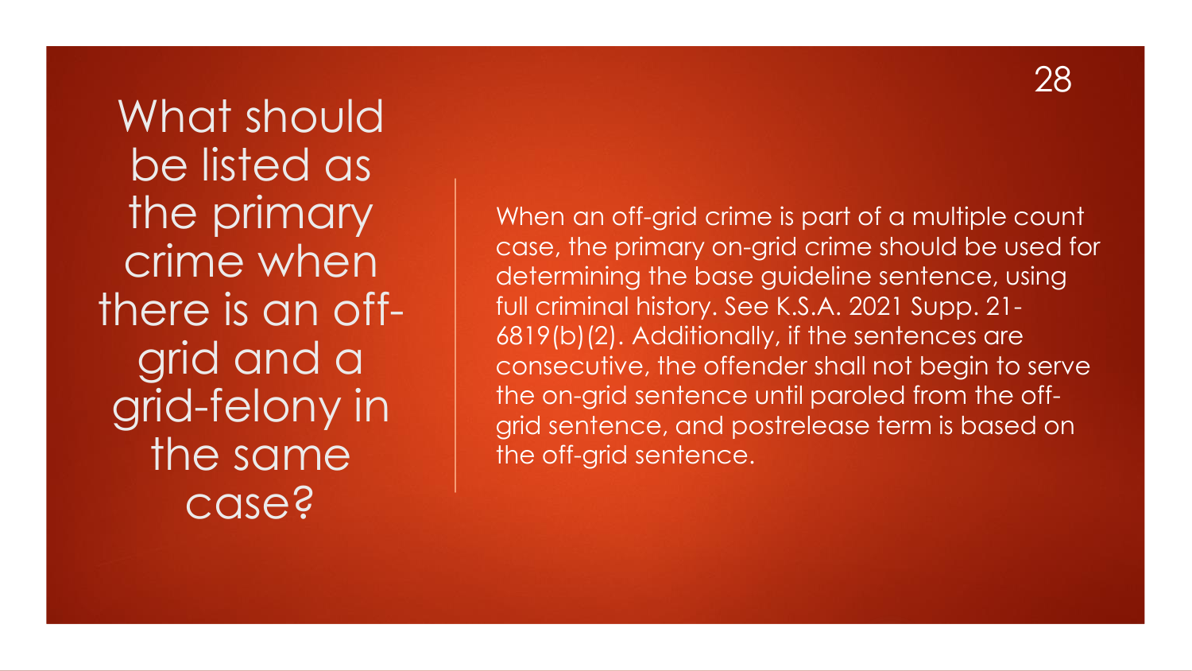# What should be listed as the primary crime when there is an off-grid and a grid-felony in the same case?

When an off-grid crime is part of a multiple count case, the primary on-grid crime should be used for determining the base guideline sentence, using full criminal history. See K.S.A. 2021 Supp. 21-6819(b)(2). Additionally, if the sentences are consecutive, the offender shall not begin to serve the on-grid sentence until paroled from the off-grid sentence, and postrelease term is based on the off-grid sentence.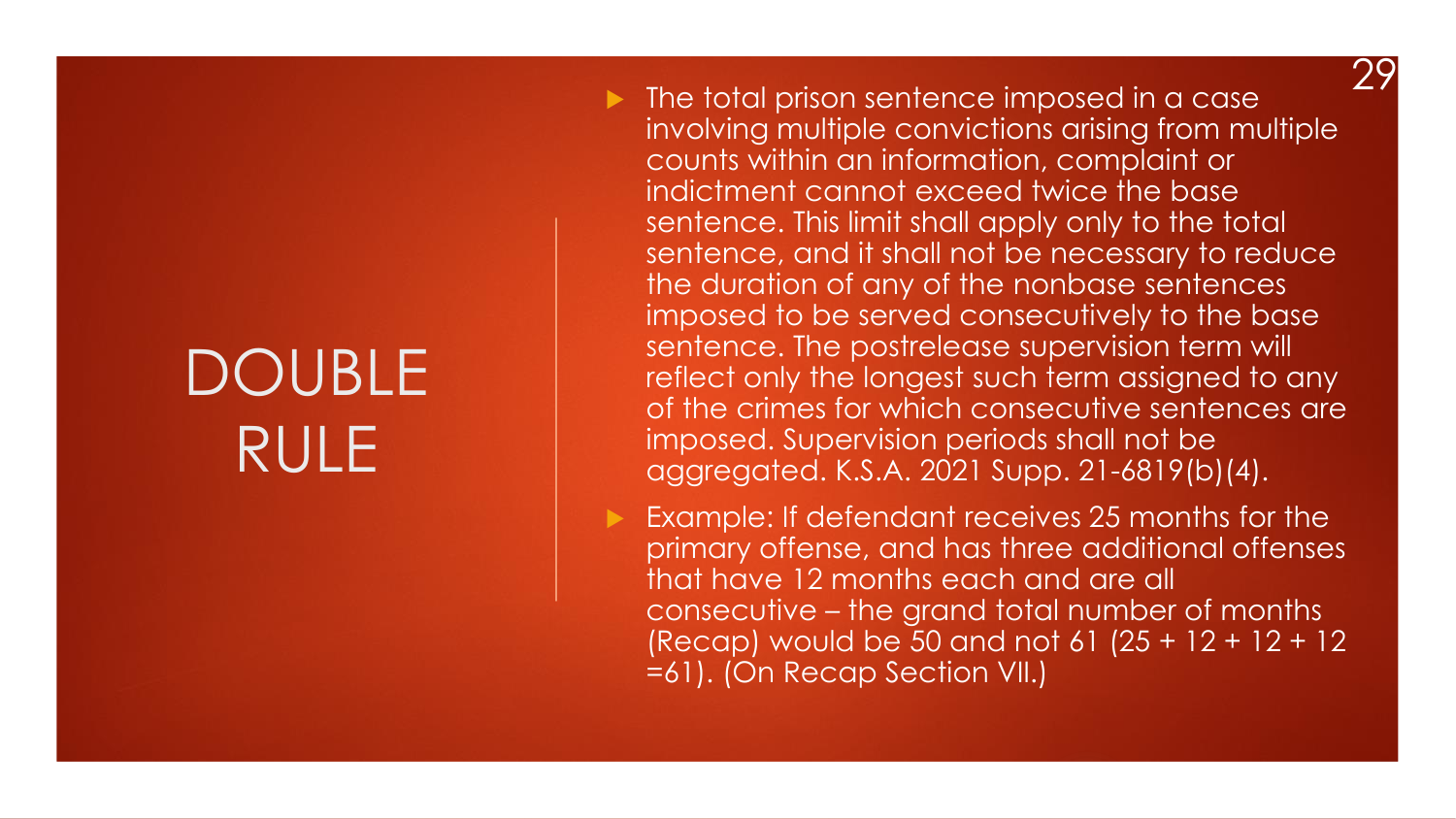# DOUBLE RULE

- The total prison sentence imposed in a case involving multiple convictions arising from multiple counts within an information, complaint or indictment cannot exceed twice the base sentence. This limit shall apply only to the total sentence, and it shall not be necessary to reduce the duration of any of the nonbase sentences imposed to be served consecutively to the base sentence. The postrelease supervision term will reflect only the longest such term assigned to any of the crimes for which consecutive sentences are imposed. Supervision periods shall not be aggregated. K.S.A. 2021 Supp. 21-6819(b)(4).
- Example: If defendant receives 25 months for the primary offense, and has three additional offenses that have 12 months each and are all consecutive – the grand total number of months (Recap) would be 50 and not 61 (25 + 12 + 12 + 12 =61). (On Recap Section VII.)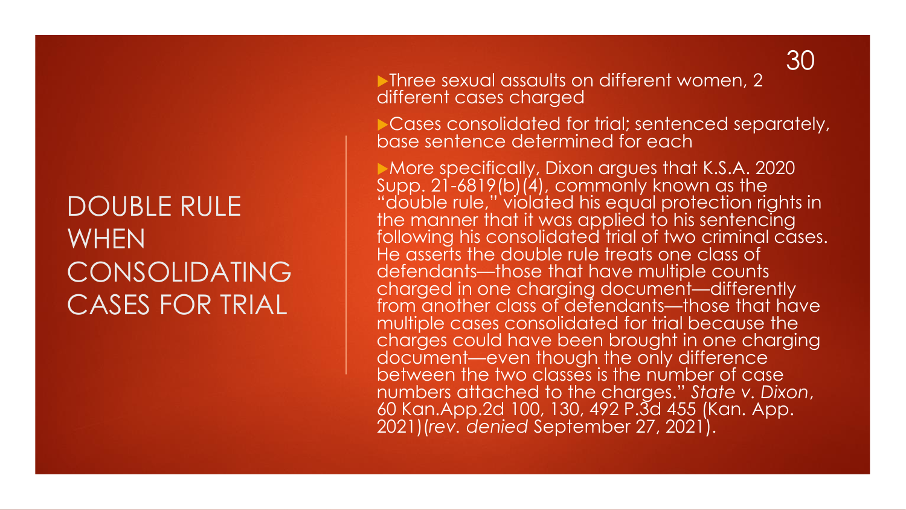# DOUBLE RULE WHEN CONSOLIDATING CASES FOR TRIAL

- Three sexual assaults on different women, 2 different cases charged
- Cases consolidated for trial; sentenced separately, base sentence determined for each
- More specifically, Dixon argues that K.S.A. 2020 Supp. 21-6819(b)(4), commonly known as the "double rule," violated his equal protection rights in the manner that it was applied to his sentencing following his consolidated trial of two criminal cases. He asserts the double rule treats one class of defendants—those that have multiple counts charged in one charging document—differently from another class of defendants—those that have multiple cases consolidated for trial because the charges could have been brought in one charging document—even though the only difference between the two classes is the number of case numbers attached to the charges." *State v. Dixon*, 60 Kan.App.2d 100, 130, 492 P.3d 455 (Kan. App. 2021)(*rev. denied* September 27, 2021).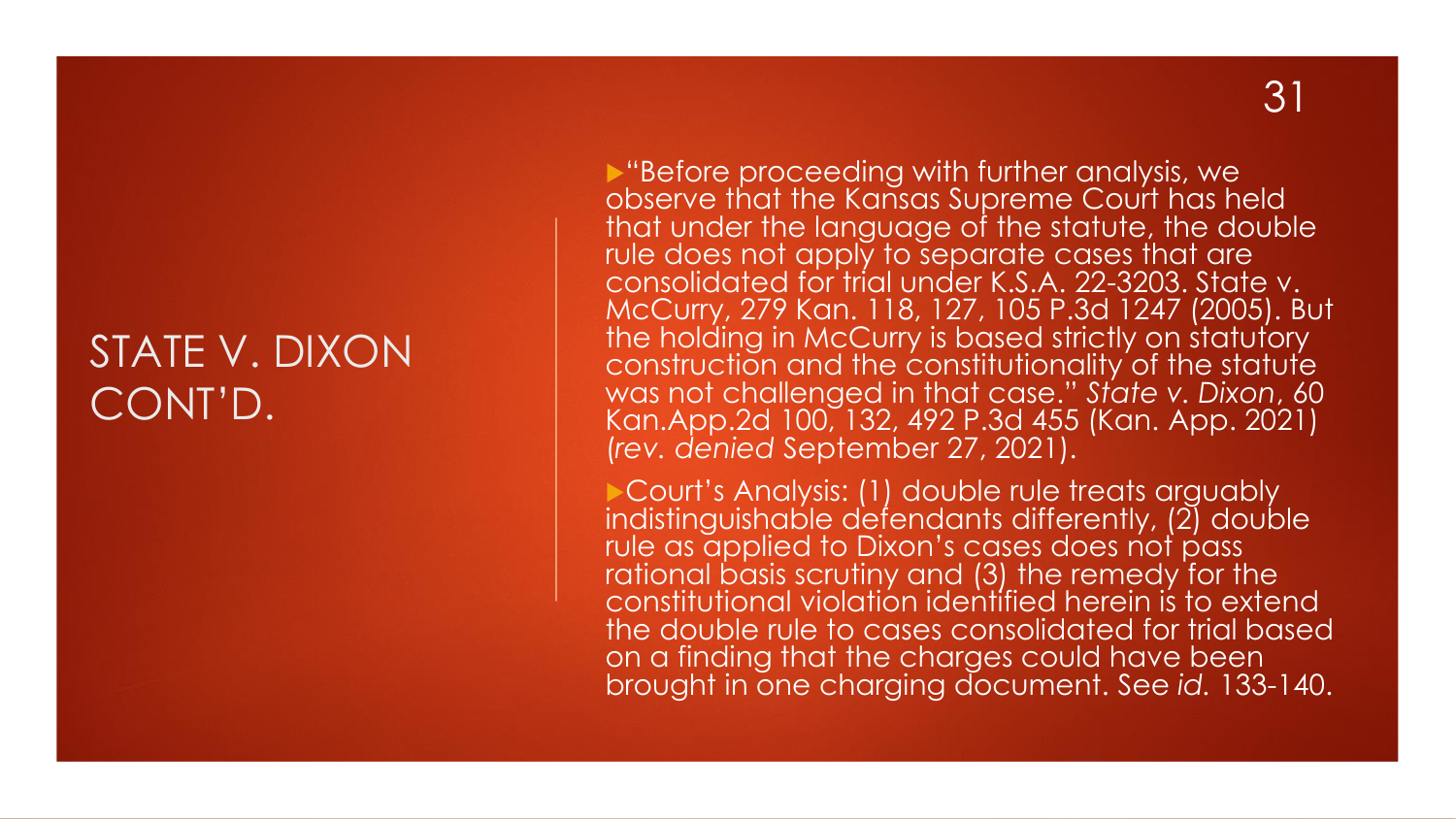# STATE V. DIXON CONT'D.

- "Before proceeding with further analysis, we observe that the Kansas Supreme Court has held that under the language of the statute, the double rule does not apply to separate cases that are consolidated for trial under K.S.A. 22-3203. State v. McCurry, 279 Kan. 118, 127, 105 P.3d 1247 (2005). But the holding in McCurry is based strictly on statutory construction and the constitutionality of the statute was not challenged in that case." *State v. Dixon*, 60 Kan.App.2d 100, 132, 492 P.3d 455 (Kan. App. 2021) (*rev. denied* September 27, 2021).
- Court's Analysis: (1) double rule treats arguably indistinguishable defendants differently, (2) double rule as applied to Dixon's cases does not pass rational basis scrutiny and (3) the remedy for the constitutional violation identified herein is to extend the double rule to cases consolidated for trial based on a finding that the charges could have been brought in one charging document. *See id.* 133-140.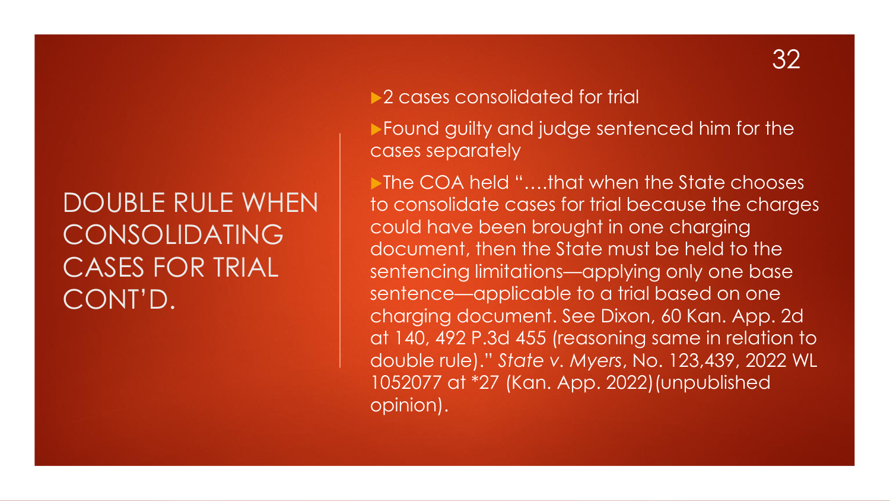# DOUBLE RULE WHEN CONSOLIDATING CASES FOR TRIAL CONT'D.

- 2 cases consolidated for trial
- Found guilty and judge sentenced him for the cases separately
- The COA held "….that when the State chooses to consolidate cases for trial because the charges could have been brought in one charging document, then the State must be held to the sentencing limitations—applying only one base sentence—applicable to a trial based on one charging document. See Dixon, 60 Kan. App. 2d at 140, 492 P.3d 455 (reasoning same in relation to double rule)." *State v. Myers*, No. 123,439, 2022 WL 1052077 at *27 (Kan. App. 2022)(unpublished opinion).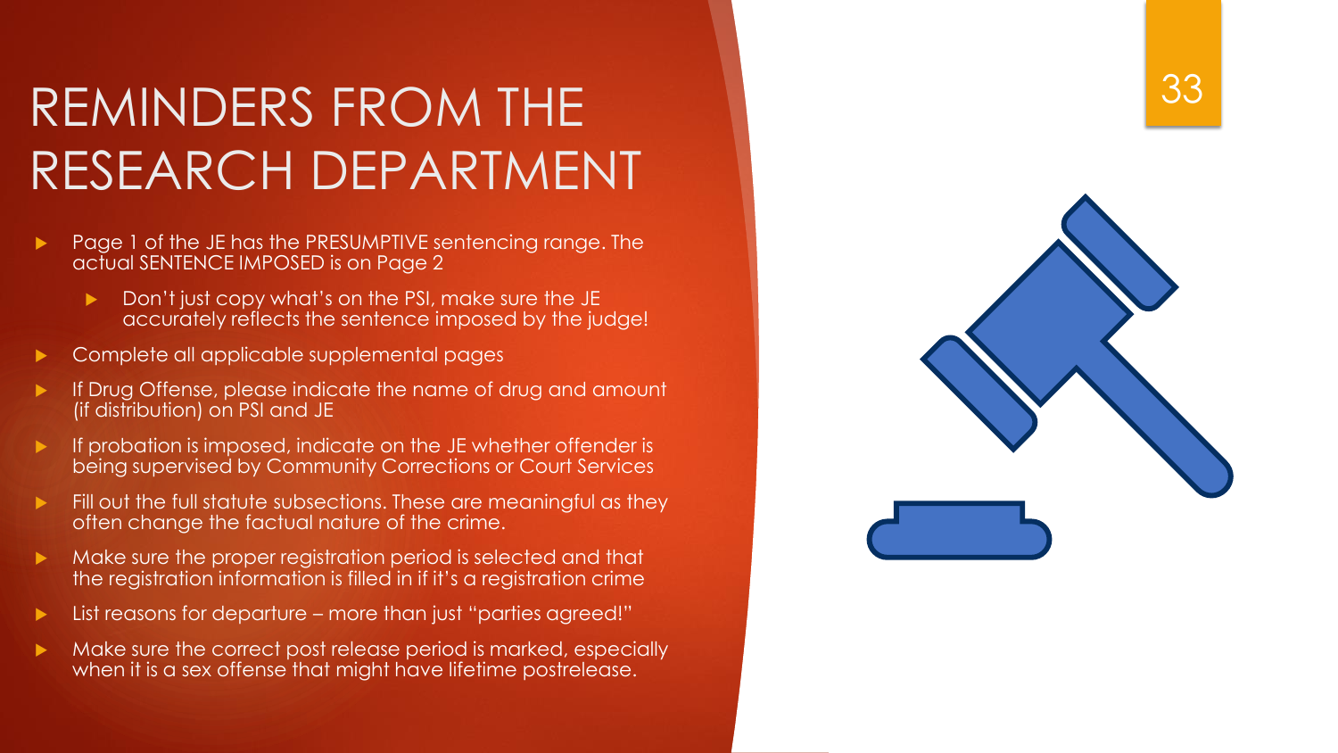# REMINDERS FROM THE RESEARCH DEPARTMENT

- Page 1 of the JE has the PRESUMPTIVE sentencing range. The actual SENTENCE IMPOSED is on Page 2
  - Don't just copy what's on the PSI, make sure the JE accurately reflects the sentence imposed by the judge!
- Complete all applicable supplemental pages
- If Drug Offense, please indicate the name of drug and amount (if distribution) on PSI and JE
- If probation is imposed, indicate on the JE whether offender is being supervised by Community Corrections or Court Services
- Fill out the full statute subsections. These are meaningful as they often change the factual nature of the crime.
- Make sure the proper registration period is selected and that the registration information is filled in if it's a registration crime
- List reasons for departure – more than just "parties agreed!"
- Make sure the correct post release period is marked, especially when it is a sex offense that might have lifetime postrelease.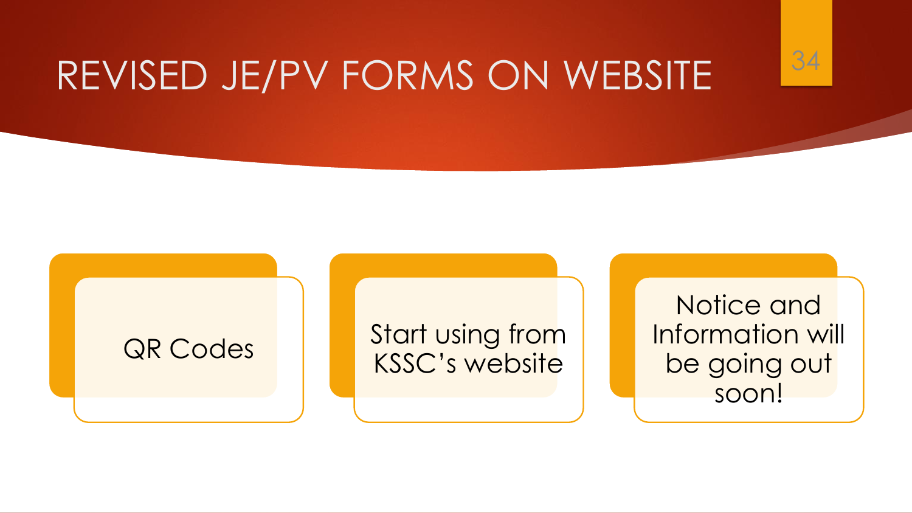# REVISED JE/PV FORMS ON WEBSITE

- QR Codes
- Start using from KSSC's website
- Notice and Information will be going out soon!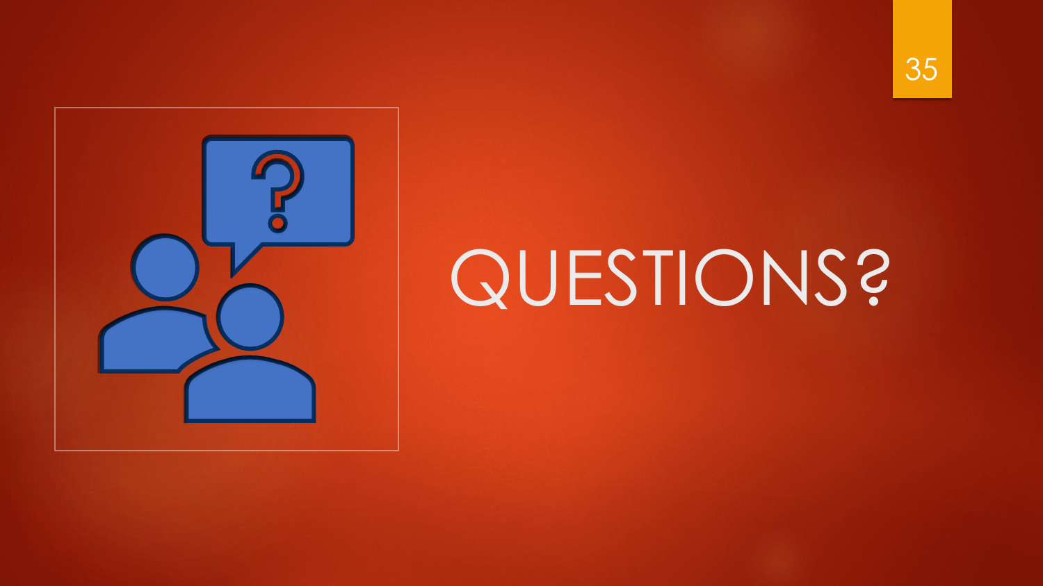# QUESTIONS?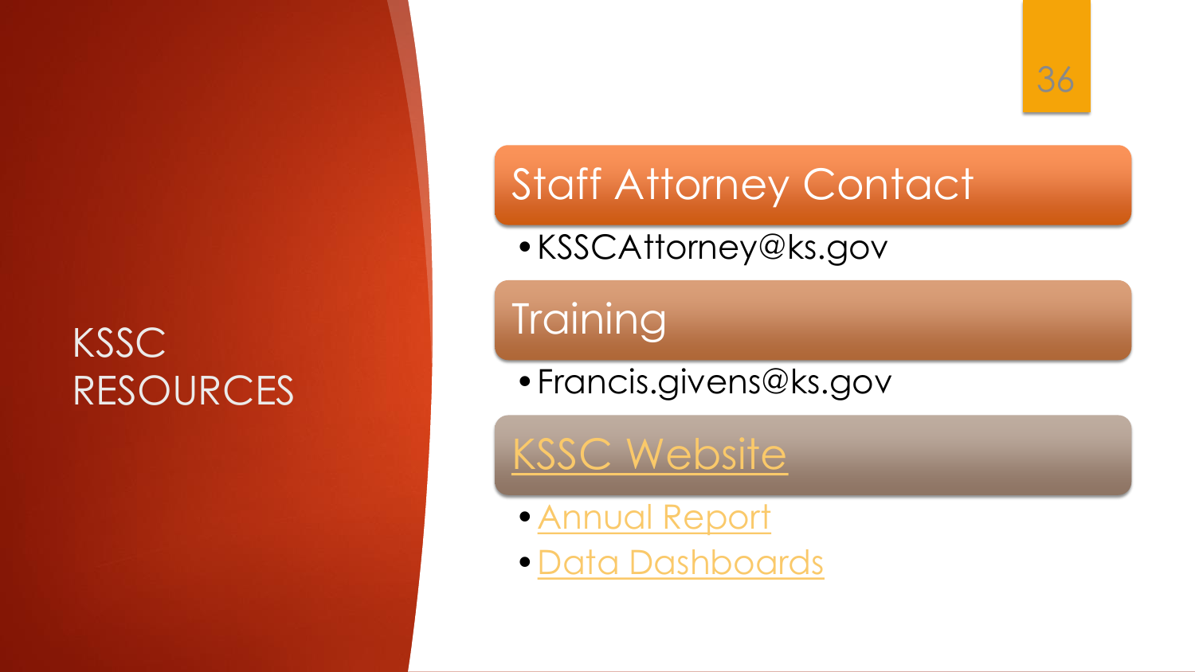# KSSC RESOURCES

## Staff Attorney Contact

- KSSCAttorney@ks.gov

## Training

- Francis.givens@ks.gov

## KSSC Website

- Annual Report
- Data Dashboards